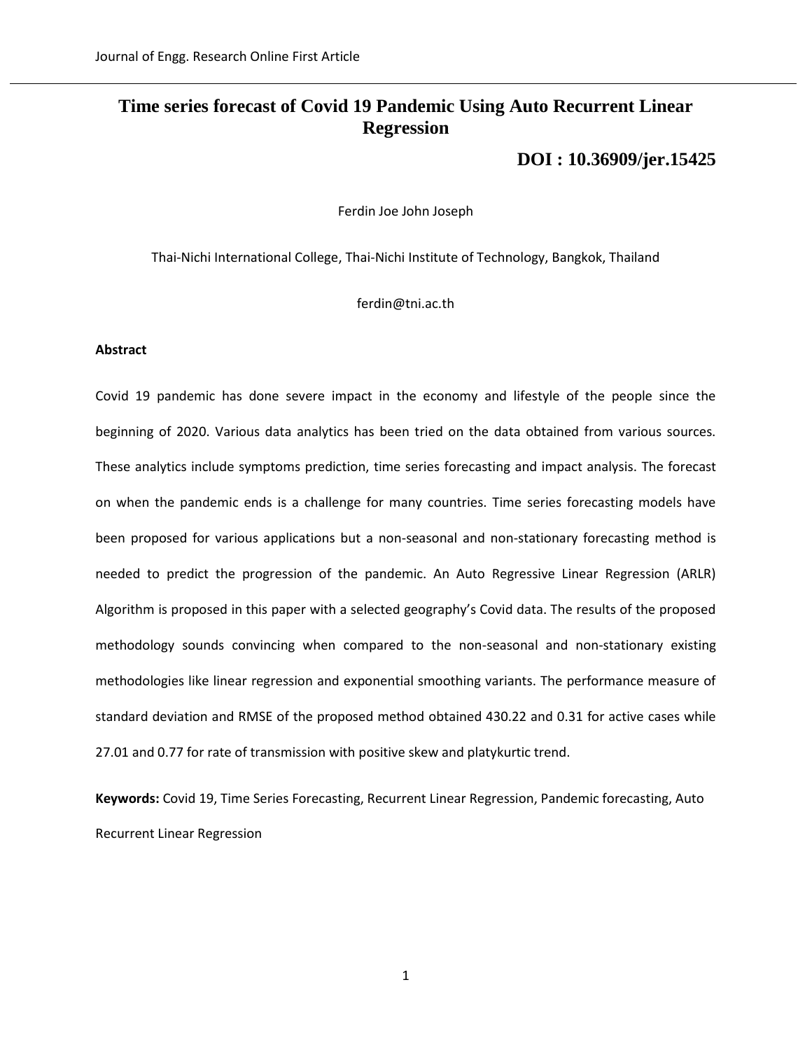# Time series forecast of Covid 19 Pandemic Using Auto Recurrent Linear Regression

**DOI : 10.36909/jer.15425**

Ferdin Joe John Joseph

Thai-Nichi International College, Thai-Nichi Institute of Technology, Bangkok, Thailand

ferdin@tni.ac.th

**Abstract**

Covid 19 pandemic has done severe impact in the economy and lifestyle of the people since the beginning of 2020. Various data analytics has been tried on the data obtained from various sources. These analytics include symptoms prediction, time series forecasting and impact analysis. The forecast on when the pandemic ends is a challenge for many countries. Time series forecasting models have been proposed for various applications but a non-seasonal and non-stationary forecasting method is needed to predict the progression of the pandemic. An Auto Regressive Linear Regression (ARLR) Algorithm is proposed in this paper with a selected geography's Covid data. The results of the proposed methodology sounds convincing when compared to the non-seasonal and non-stationary existing methodologies like linear regression and exponential smoothing variants. The performance measure of standard deviation and RMSE of the proposed method obtained 430.22 and 0.31 for active cases while 27.01 and 0.77 for rate of transmission with positive skew and platykurtic trend.

**Keywords:** Covid 19, Time Series Forecasting, Recurrent Linear Regression, Pandemic forecasting, Auto Recurrent Linear Regression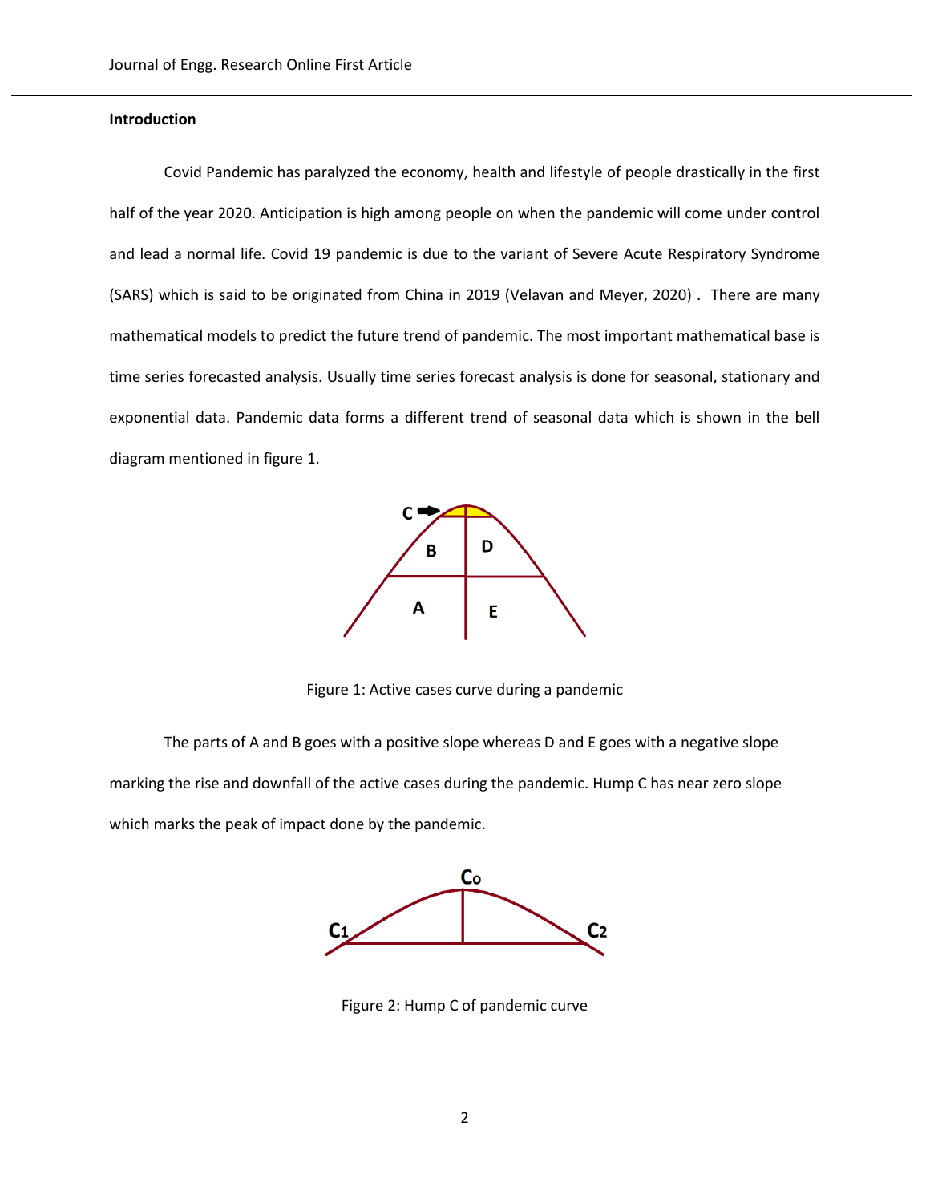## Introduction

Covid Pandemic has paralyzed the economy, health and lifestyle of people drastically in the first half of the year 2020. Anticipation is high among people on when the pandemic will come under control and lead a normal life. Covid 19 pandemic is due to the variant of Severe Acute Respiratory Syndrome (SARS) which is said to be originated from China in 2019 (Velavan and Meyer, 2020) . There are many mathematical models to predict the future trend of pandemic. The most important mathematical base is time series forecasted analysis. Usually time series forecast analysis is done for seasonal, stationary and exponential data. Pandemic data forms a different trend of seasonal data which is shown in the bell diagram mentioned in figure 1.

C

B

D

A

E

Figure 1: Active cases curve during a pandemic

The parts of A and B goes with a positive slope whereas D and E goes with a negative slope marking the rise and downfall of the active cases during the pandemic. Hump C has near zero slope which marks the peak of impact done by the pandemic.

$C_0$

$C_1$

$C_2$

Figure 2: Hump C of pandemic curve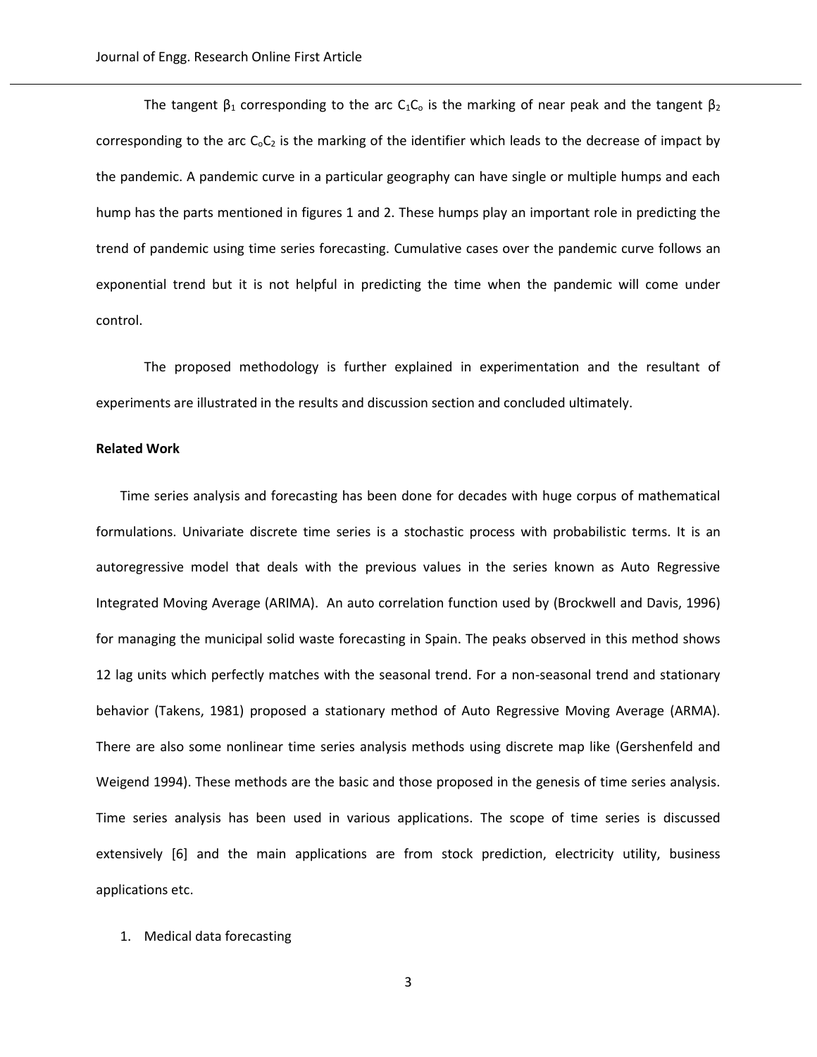The tangent $\beta_1$ corresponding to the arc $C_1C_o$ is the marking of near peak and the tangent $\beta_2$ corresponding to the arc $C_oC_2$ is the marking of the identifier which leads to the decrease of impact by the pandemic. A pandemic curve in a particular geography can have single or multiple humps and each hump has the parts mentioned in figures 1 and 2. These humps play an important role in predicting the trend of pandemic using time series forecasting. Cumulative cases over the pandemic curve follows an exponential trend but it is not helpful in predicting the time when the pandemic will come under control.

The proposed methodology is further explained in experimentation and the resultant of experiments are illustrated in the results and discussion section and concluded ultimately.

**Related Work**

Time series analysis and forecasting has been done for decades with huge corpus of mathematical formulations. Univariate discrete time series is a stochastic process with probabilistic terms. It is an autoregressive model that deals with the previous values in the series known as Auto Regressive Integrated Moving Average (ARIMA). An auto correlation function used by (Brockwell and Davis, 1996) for managing the municipal solid waste forecasting in Spain. The peaks observed in this method shows 12 lag units which perfectly matches with the seasonal trend. For a non-seasonal trend and stationary behavior (Takens, 1981) proposed a stationary method of Auto Regressive Moving Average (ARMA). There are also some nonlinear time series analysis methods using discrete map like (Gershenfeld and Weigend 1994). These methods are the basic and those proposed in the genesis of time series analysis. Time series analysis has been used in various applications. The scope of time series is discussed extensively [6] and the main applications are from stock prediction, electricity utility, business applications etc.

1. Medical data forecasting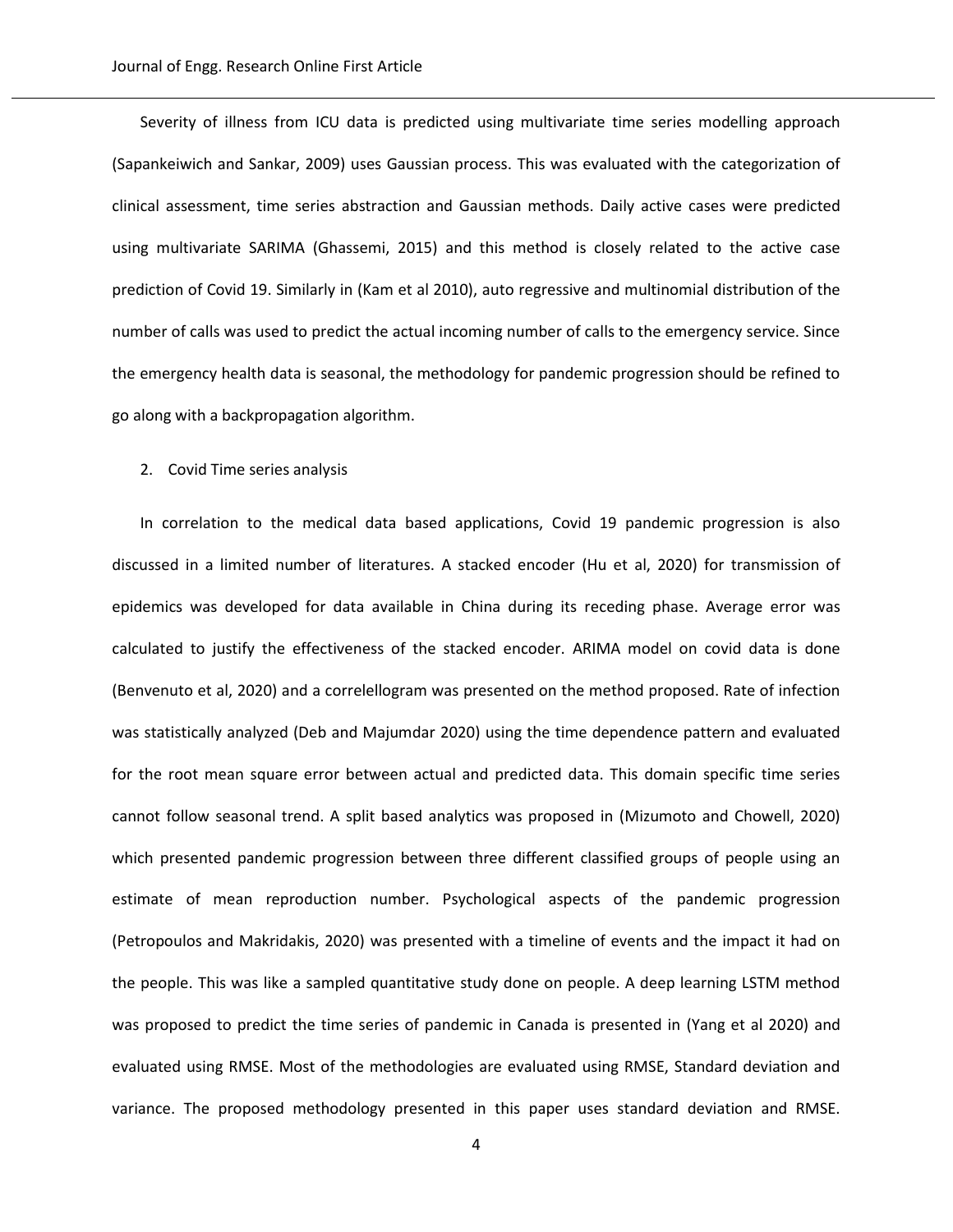Severity of illness from ICU data is predicted using multivariate time series modelling approach (Sapankeiwich and Sankar, 2009) uses Gaussian process. This was evaluated with the categorization of clinical assessment, time series abstraction and Gaussian methods. Daily active cases were predicted using multivariate SARIMA (Ghassemi, 2015) and this method is closely related to the active case prediction of Covid 19. Similarly in (Kam et al 2010), auto regressive and multinomial distribution of the number of calls was used to predict the actual incoming number of calls to the emergency service. Since the emergency health data is seasonal, the methodology for pandemic progression should be refined to go along with a backpropagation algorithm.

2. Covid Time series analysis

In correlation to the medical data based applications, Covid 19 pandemic progression is also discussed in a limited number of literatures. A stacked encoder (Hu et al, 2020) for transmission of epidemics was developed for data available in China during its receding phase. Average error was calculated to justify the effectiveness of the stacked encoder. ARIMA model on covid data is done (Benvenuto et al, 2020) and a correlellogram was presented on the method proposed. Rate of infection was statistically analyzed (Deb and Majumdar 2020) using the time dependence pattern and evaluated for the root mean square error between actual and predicted data. This domain specific time series cannot follow seasonal trend. A split based analytics was proposed in (Mizumoto and Chowell, 2020) which presented pandemic progression between three different classified groups of people using an estimate of mean reproduction number. Psychological aspects of the pandemic progression (Petropoulos and Makridakis, 2020) was presented with a timeline of events and the impact it had on the people. This was like a sampled quantitative study done on people. A deep learning LSTM method was proposed to predict the time series of pandemic in Canada is presented in (Yang et al 2020) and evaluated using RMSE. Most of the methodologies are evaluated using RMSE, Standard deviation and variance. The proposed methodology presented in this paper uses standard deviation and RMSE.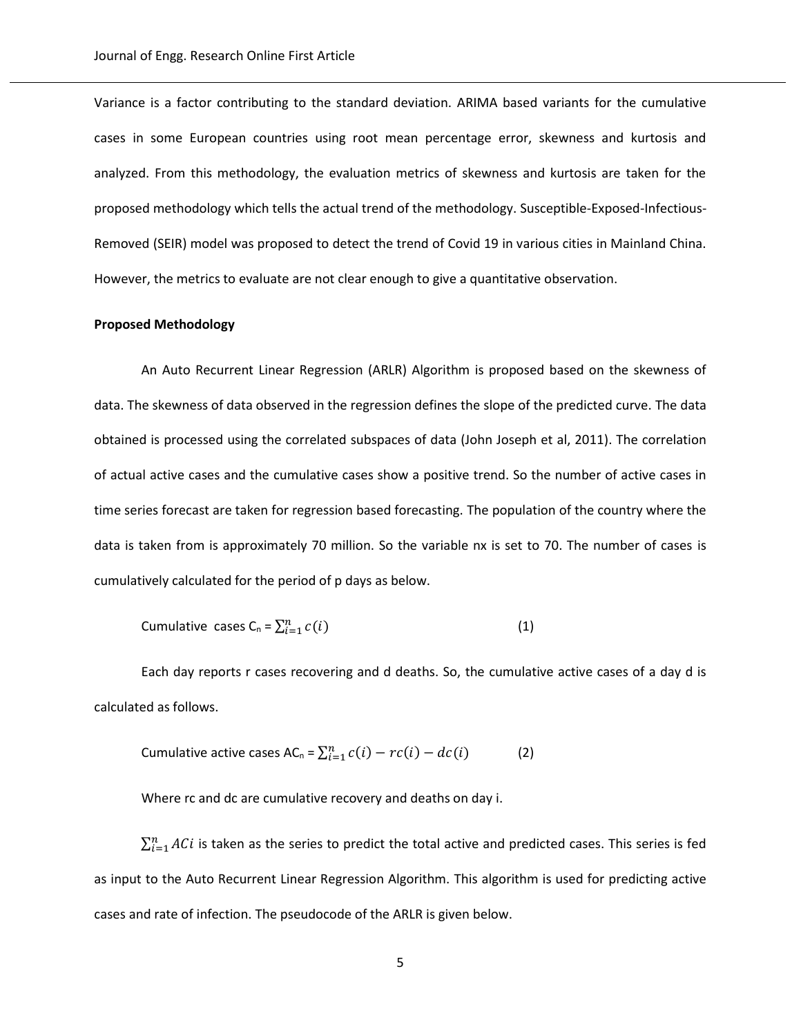Variance is a factor contributing to the standard deviation. ARIMA based variants for the cumulative cases in some European countries using root mean percentage error, skewness and kurtosis and analyzed. From this methodology, the evaluation metrics of skewness and kurtosis are taken for the proposed methodology which tells the actual trend of the methodology. Susceptible-Exposed-Infectious-Removed (SEIR) model was proposed to detect the trend of Covid 19 in various cities in Mainland China. However, the metrics to evaluate are not clear enough to give a quantitative observation.

**Proposed Methodology**

An Auto Recurrent Linear Regression (ARLR) Algorithm is proposed based on the skewness of data. The skewness of data observed in the regression defines the slope of the predicted curve. The data obtained is processed using the correlated subspaces of data (John Joseph et al, 2011). The correlation of actual active cases and the cumulative cases show a positive trend. So the number of active cases in time series forecast are taken for regression based forecasting. The population of the country where the data is taken from is approximately 70 million. So the variable nx is set to 70. The number of cases is cumulatively calculated for the period of p days as below.

Cumulative cases $C_n = \sum_{i=1}^{n} c(i)$ (1)

Each day reports r cases recovering and d deaths. So, the cumulative active cases of a day d is calculated as follows.

Cumulative active cases $AC_n = \sum_{i=1}^{n} c(i) - rc(i) - dc(i)$ (2)

Where rc and dc are cumulative recovery and deaths on day i.

$\sum_{i=1}^{n} ACi$ is taken as the series to predict the total active and predicted cases. This series is fed as input to the Auto Recurrent Linear Regression Algorithm. This algorithm is used for predicting active cases and rate of infection. The pseudocode of the ARLR is given below.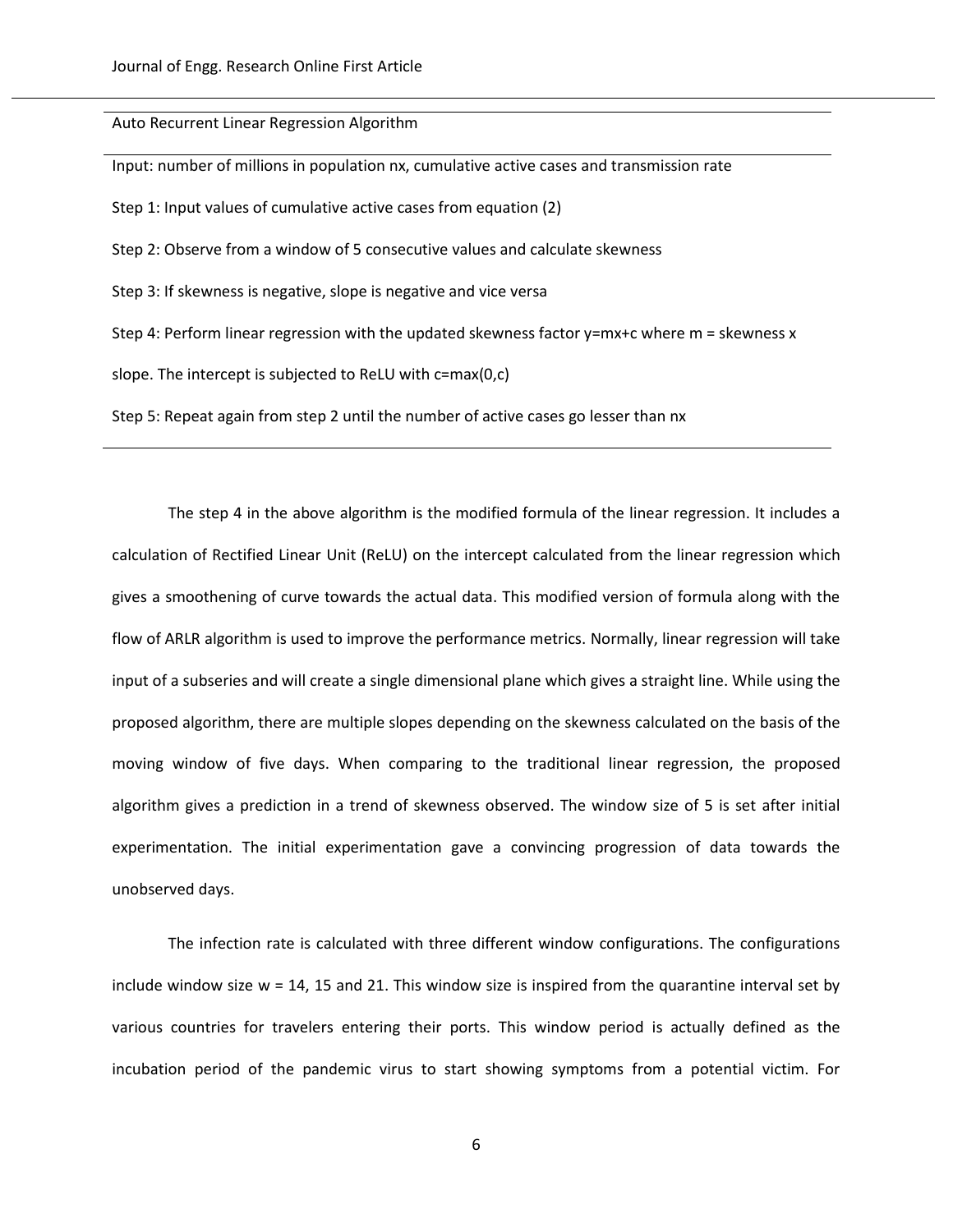---

Auto Recurrent Linear Regression Algorithm

---

Input: number of millions in population nx, cumulative active cases and transmission rate

Step 1: Input values of cumulative active cases from equation (2)

Step 2: Observe from a window of 5 consecutive values and calculate skewness

Step 3: If skewness is negative, slope is negative and vice versa

Step 4: Perform linear regression with the updated skewness factor $y=mx+c$ where $m$ = skewness x slope. The intercept is subjected to ReLU with $c=\max(0,c)$

Step 5: Repeat again from step 2 until the number of active cases go lesser than nx

---

The step 4 in the above algorithm is the modified formula of the linear regression. It includes a calculation of Rectified Linear Unit (ReLU) on the intercept calculated from the linear regression which gives a smoothening of curve towards the actual data. This modified version of formula along with the flow of ARLR algorithm is used to improve the performance metrics. Normally, linear regression will take input of a subseries and will create a single dimensional plane which gives a straight line. While using the proposed algorithm, there are multiple slopes depending on the skewness calculated on the basis of the moving window of five days. When comparing to the traditional linear regression, the proposed algorithm gives a prediction in a trend of skewness observed. The window size of 5 is set after initial experimentation. The initial experimentation gave a convincing progression of data towards the unobserved days.

The infection rate is calculated with three different window configurations. The configurations include window size w = 14, 15 and 21. This window size is inspired from the quarantine interval set by various countries for travelers entering their ports. This window period is actually defined as the incubation period of the pandemic virus to start showing symptoms from a potential victim. For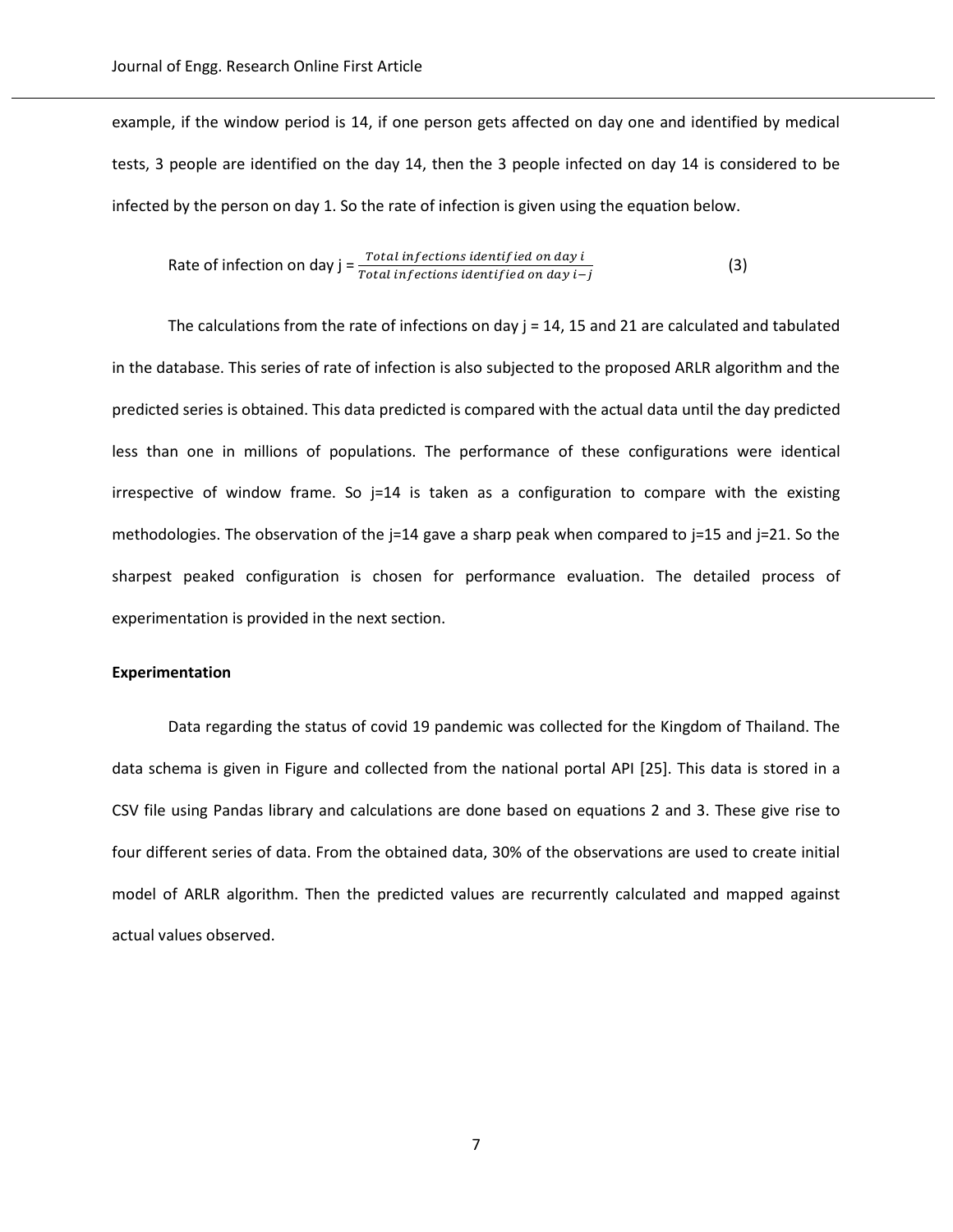example, if the window period is 14, if one person gets affected on day one and identified by medical tests, 3 people are identified on the day 14, then the 3 people infected on day 14 is considered to be infected by the person on day 1. So the rate of infection is given using the equation below.

$$\text{Rate of infection on day } j = \frac{Total\ infections\ identified\ on\ day\ i}{Total\ infections\ identified\ on\ day\ i-j} \quad (3)$$

The calculations from the rate of infections on day j = 14, 15 and 21 are calculated and tabulated in the database. This series of rate of infection is also subjected to the proposed ARLR algorithm and the predicted series is obtained. This data predicted is compared with the actual data until the day predicted less than one in millions of populations. The performance of these configurations were identical irrespective of window frame. So j=14 is taken as a configuration to compare with the existing methodologies. The observation of the j=14 gave a sharp peak when compared to j=15 and j=21. So the sharpest peaked configuration is chosen for performance evaluation. The detailed process of experimentation is provided in the next section.

**Experimentation**

Data regarding the status of covid 19 pandemic was collected for the Kingdom of Thailand. The data schema is given in Figure and collected from the national portal API [25]. This data is stored in a CSV file using Pandas library and calculations are done based on equations 2 and 3. These give rise to four different series of data. From the obtained data, 30% of the observations are used to create initial model of ARLR algorithm. Then the predicted values are recurrently calculated and mapped against actual values observed.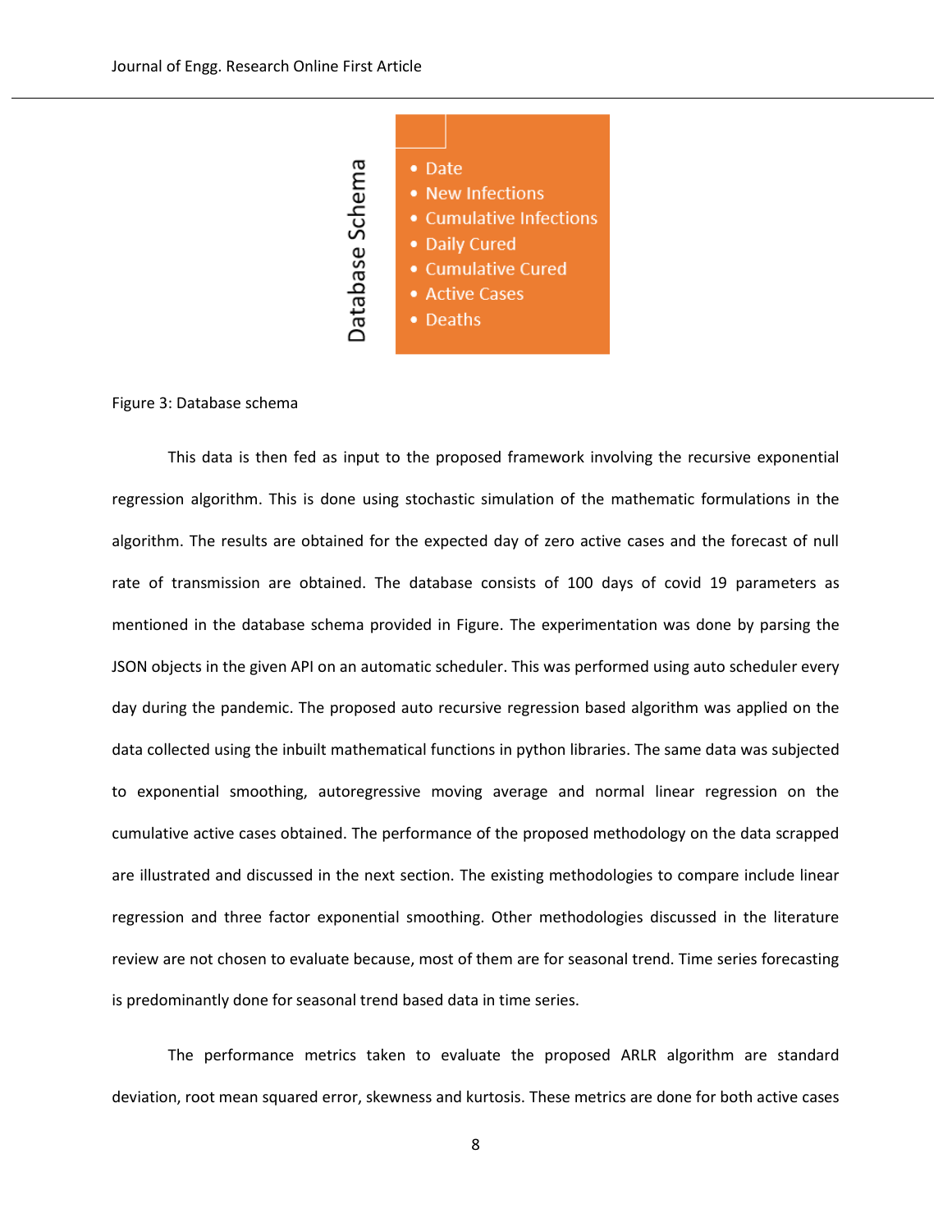Database Schema

- Date
- New Infections
- Cumulative Infections
- Daily Cured
- Cumulative Cured
- Active Cases
- Deaths

Figure 3: Database schema

This data is then fed as input to the proposed framework involving the recursive exponential regression algorithm. This is done using stochastic simulation of the mathematic formulations in the algorithm. The results are obtained for the expected day of zero active cases and the forecast of null rate of transmission are obtained. The database consists of 100 days of covid 19 parameters as mentioned in the database schema provided in Figure. The experimentation was done by parsing the JSON objects in the given API on an automatic scheduler. This was performed using auto scheduler every day during the pandemic. The proposed auto recursive regression based algorithm was applied on the data collected using the inbuilt mathematical functions in python libraries. The same data was subjected to exponential smoothing, autoregressive moving average and normal linear regression on the cumulative active cases obtained. The performance of the proposed methodology on the data scrapped are illustrated and discussed in the next section. The existing methodologies to compare include linear regression and three factor exponential smoothing. Other methodologies discussed in the literature review are not chosen to evaluate because, most of them are for seasonal trend. Time series forecasting is predominantly done for seasonal trend based data in time series.

The performance metrics taken to evaluate the proposed ARLR algorithm are standard deviation, root mean squared error, skewness and kurtosis. These metrics are done for both active cases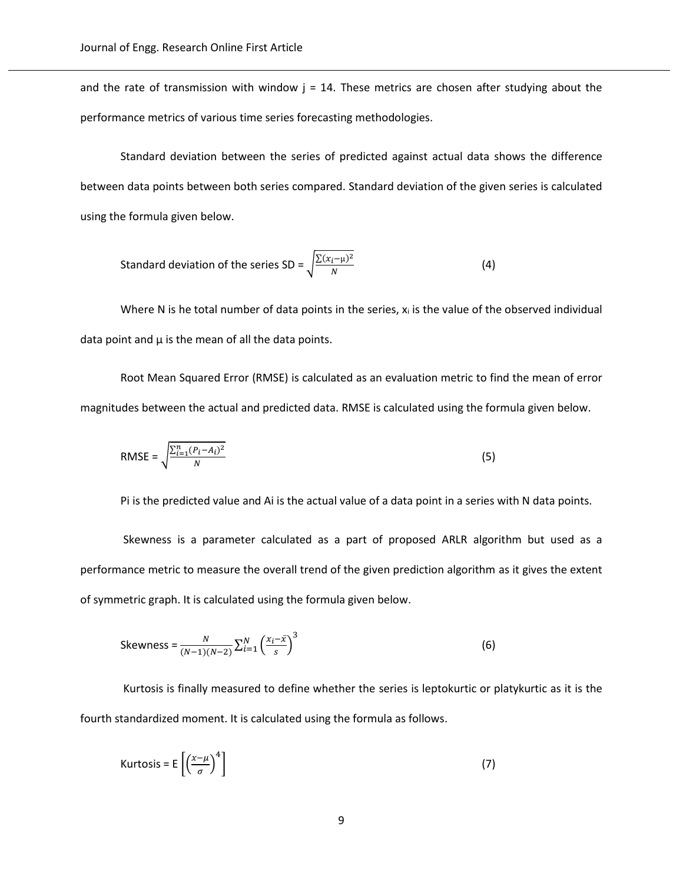and the rate of transmission with window j = 14. These metrics are chosen after studying about the performance metrics of various time series forecasting methodologies.

Standard deviation between the series of predicted against actual data shows the difference between data points between both series compared. Standard deviation of the given series is calculated using the formula given below.

$$\text{Standard deviation of the series SD} = \sqrt{\frac{\sum(x_i - \mu)^2}{N}} \tag{4}$$

Where N is he total number of data points in the series, $x_i$ is the value of the observed individual data point and $\mu$ is the mean of all the data points.

Root Mean Squared Error (RMSE) is calculated as an evaluation metric to find the mean of error magnitudes between the actual and predicted data. RMSE is calculated using the formula given below.

$$\text{RMSE} = \sqrt{\frac{\sum_{i=1}^{n}(P_i - A_i)^2}{N}} \tag{5}$$

Pi is the predicted value and Ai is the actual value of a data point in a series with N data points.

Skewness is a parameter calculated as a part of proposed ARLR algorithm but used as a performance metric to measure the overall trend of the given prediction algorithm as it gives the extent of symmetric graph. It is calculated using the formula given below.

$$\text{Skewness} = \frac{N}{(N-1)(N-2)} \sum_{i=1}^{N} \left(\frac{x_i - \bar{x}}{s}\right)^3 \tag{6}$$

Kurtosis is finally measured to define whether the series is leptokurtic or platykurtic as it is the fourth standardized moment. It is calculated using the formula as follows.

$$\text{Kurtosis} = \text{E}\left[\left(\frac{x-\mu}{\sigma}\right)^4\right] \tag{7}$$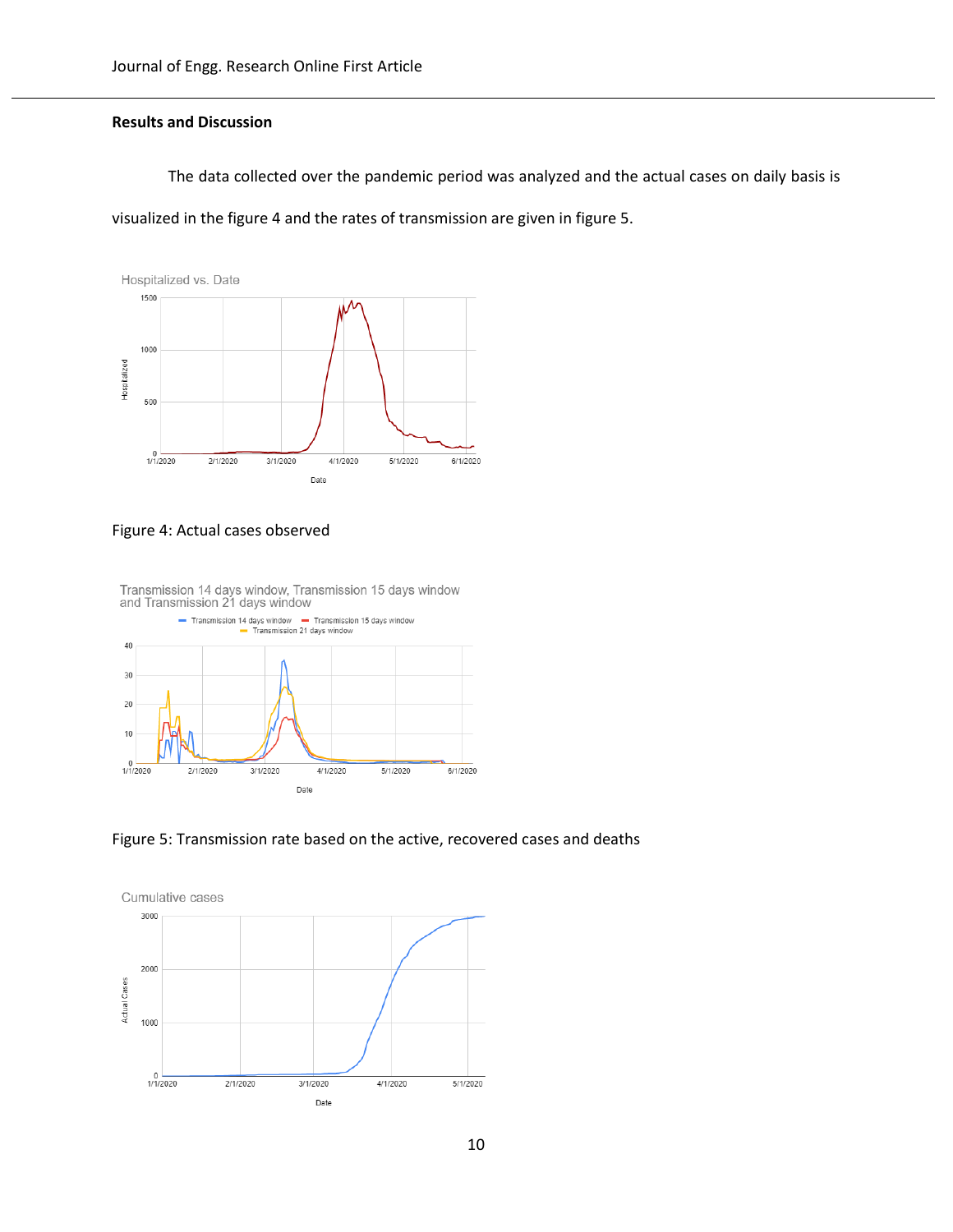## Results and Discussion

The data collected over the pandemic period was analyzed and the actual cases on daily basis is visualized in the figure 4 and the rates of transmission are given in figure 5.

Hospitalized vs. Date

Hospitalized

1500
1000
500
0

1/1/2020
2/1/2020
3/1/2020
4/1/2020
5/1/2020
6/1/2020

Date

Figure 4: Actual cases observed

Transmission 14 days window, Transmission 15 days window and Transmission 21 days window

Transmission 14 days window
Transmission 15 days window
Transmission 21 days window

40
30
20
10
0

1/1/2020
2/1/2020
3/1/2020
4/1/2020
5/1/2020
6/1/2020

Date

Figure 5: Transmission rate based on the active, recovered cases and deaths

Cumulative cases

Actual Cases

3000
2000
1000
0

1/1/2020
2/1/2020
3/1/2020
4/1/2020
5/1/2020

Date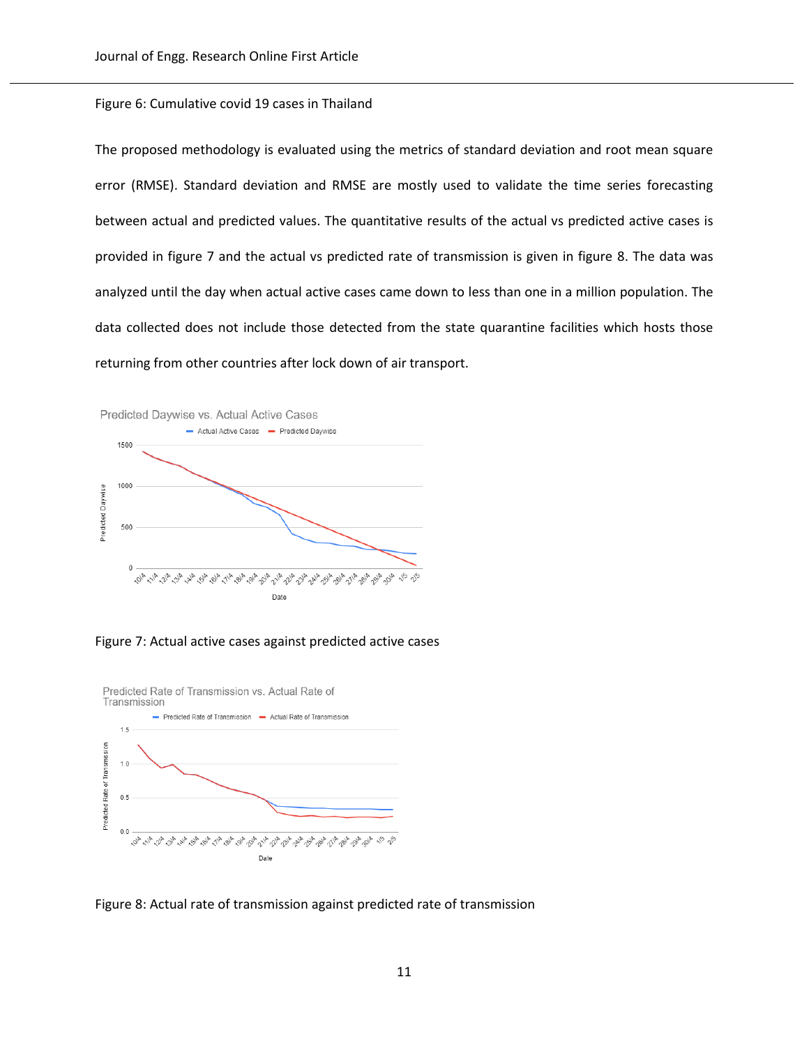Figure 6: Cumulative covid 19 cases in Thailand

The proposed methodology is evaluated using the metrics of standard deviation and root mean square error (RMSE). Standard deviation and RMSE are mostly used to validate the time series forecasting between actual and predicted values. The quantitative results of the actual vs predicted active cases is provided in figure 7 and the actual vs predicted rate of transmission is given in figure 8. The data was analyzed until the day when actual active cases came down to less than one in a million population. The data collected does not include those detected from the state quarantine facilities which hosts those returning from other countries after lock down of air transport.

Predicted Daywise vs. Actual Active Cases

Actual Active Cases
Predicted Daywise

Predicted Daywise

1500
1000
500
0

10/4 11/4 12/4 13/4 14/4 15/4 16/4 17/4 18/4 19/4 20/4 21/4 22/4 23/4 24/4 25/4 26/4 27/4 28/4 29/4 30/4 1/5 2/5

Date

Figure 7: Actual active cases against predicted active cases

Predicted Rate of Transmission vs. Actual Rate of Transmission

Predicted Rate of Transmission
Actual Rate of Transmission

Predicted Rate of Transmission

1.5
1.0
0.5
0.0

10/4 11/4 12/4 13/4 14/4 15/4 16/4 17/4 18/4 19/4 20/4 21/4 22/4 23/4 24/4 25/4 26/4 27/4 28/4 29/4 30/4 1/5 2/5

Date

Figure 8: Actual rate of transmission against predicted rate of transmission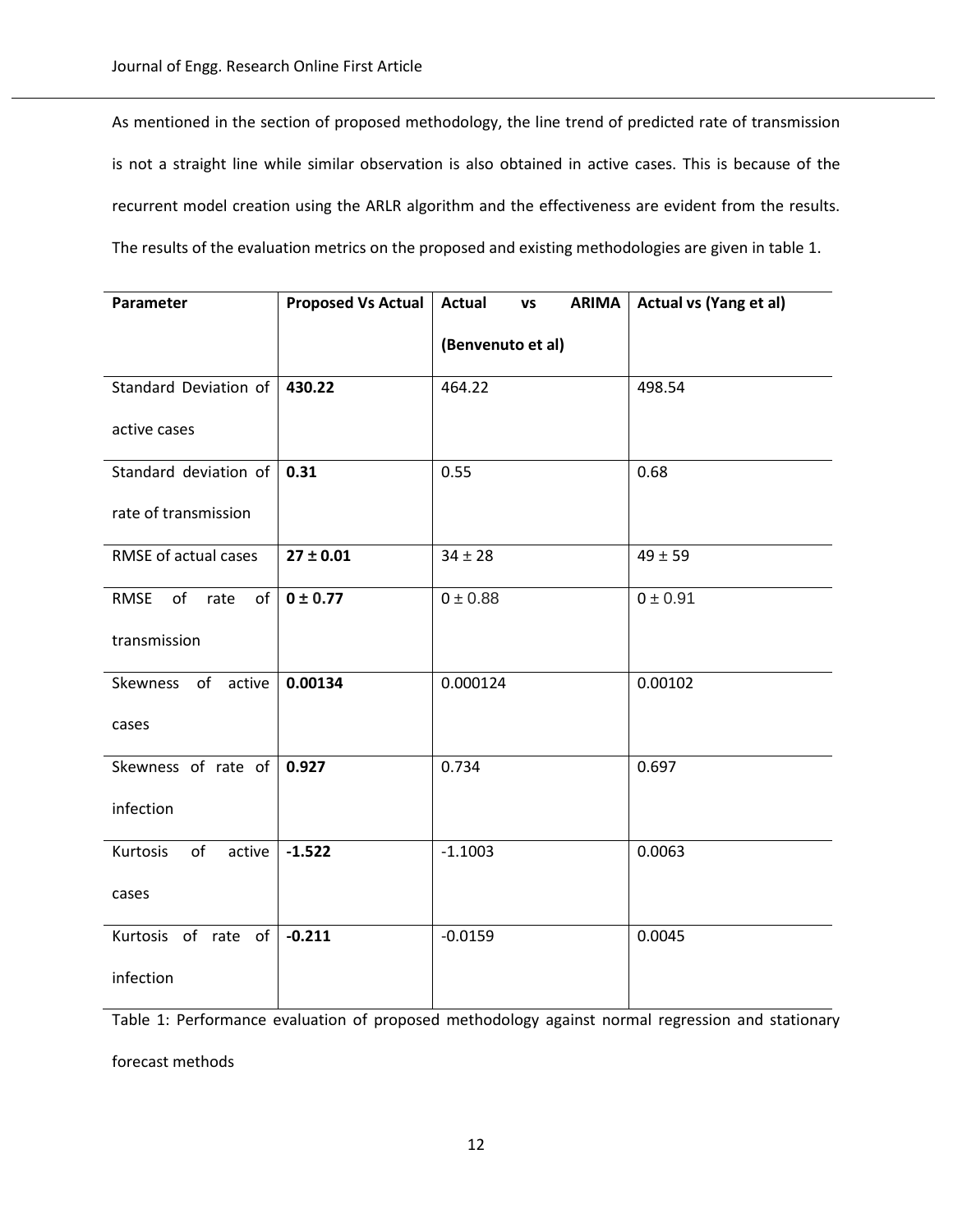As mentioned in the section of proposed methodology, the line trend of predicted rate of transmission is not a straight line while similar observation is also obtained in active cases. This is because of the recurrent model creation using the ARLR algorithm and the effectiveness are evident from the results. The results of the evaluation metrics on the proposed and existing methodologies are given in table 1.

| **Parameter** | **Proposed Vs Actual** | **Actual vs ARIMA (Benvenuto et al)** | **Actual vs (Yang et al)** |
|---|---|---|---|
| Standard Deviation of active cases | **430.22** | 464.22 | 498.54 |
| Standard deviation of rate of transmission | **0.31** | 0.55 | 0.68 |
| RMSE of actual cases | **27 ± 0.01** | 34 ± 28 | 49 ± 59 |
| RMSE of rate of transmission | **0 ± 0.77** | 0 ± 0.88 | 0 ± 0.91 |
| Skewness of active cases | **0.00134** | 0.000124 | 0.00102 |
| Skewness of rate of infection | **0.927** | 0.734 | 0.697 |
| Kurtosis of active cases | **-1.522** | -1.1003 | 0.0063 |
| Kurtosis of rate of infection | **-0.211** | -0.0159 | 0.0045 |

Table 1: Performance evaluation of proposed methodology against normal regression and stationary forecast methods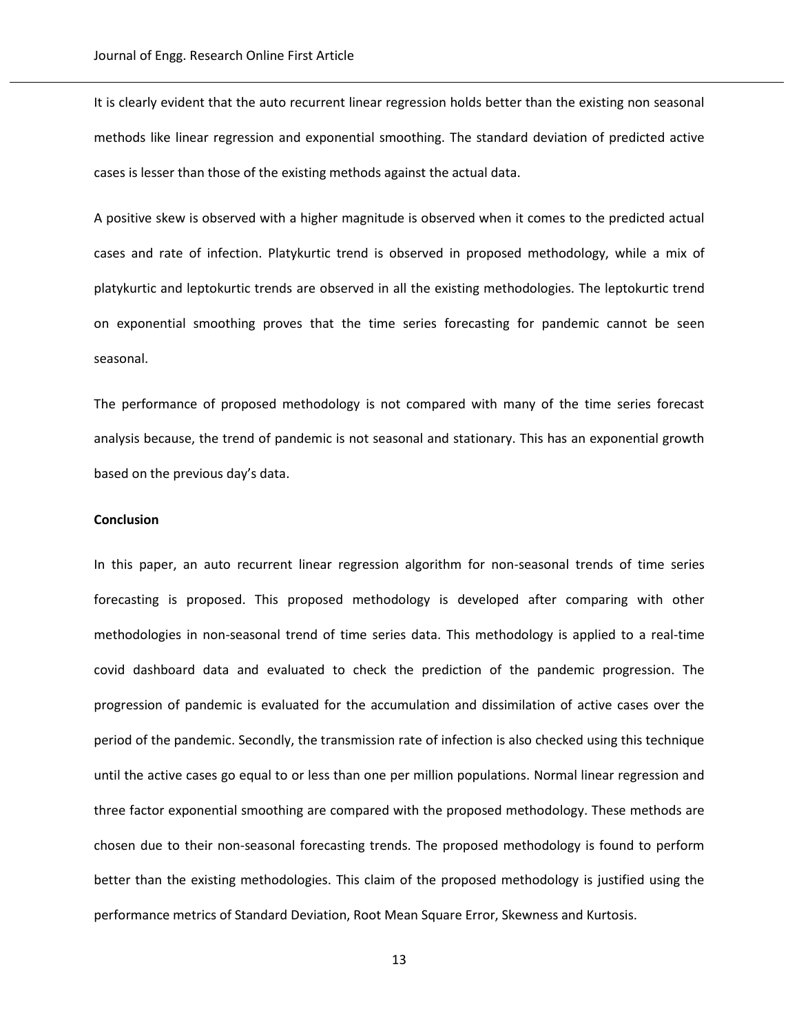It is clearly evident that the auto recurrent linear regression holds better than the existing non seasonal methods like linear regression and exponential smoothing. The standard deviation of predicted active cases is lesser than those of the existing methods against the actual data.

A positive skew is observed with a higher magnitude is observed when it comes to the predicted actual cases and rate of infection. Platykurtic trend is observed in proposed methodology, while a mix of platykurtic and leptokurtic trends are observed in all the existing methodologies. The leptokurtic trend on exponential smoothing proves that the time series forecasting for pandemic cannot be seen seasonal.

The performance of proposed methodology is not compared with many of the time series forecast analysis because, the trend of pandemic is not seasonal and stationary. This has an exponential growth based on the previous day's data.

**Conclusion**

In this paper, an auto recurrent linear regression algorithm for non-seasonal trends of time series forecasting is proposed. This proposed methodology is developed after comparing with other methodologies in non-seasonal trend of time series data. This methodology is applied to a real-time covid dashboard data and evaluated to check the prediction of the pandemic progression. The progression of pandemic is evaluated for the accumulation and dissimilation of active cases over the period of the pandemic. Secondly, the transmission rate of infection is also checked using this technique until the active cases go equal to or less than one per million populations. Normal linear regression and three factor exponential smoothing are compared with the proposed methodology. These methods are chosen due to their non-seasonal forecasting trends. The proposed methodology is found to perform better than the existing methodologies. This claim of the proposed methodology is justified using the performance metrics of Standard Deviation, Root Mean Square Error, Skewness and Kurtosis.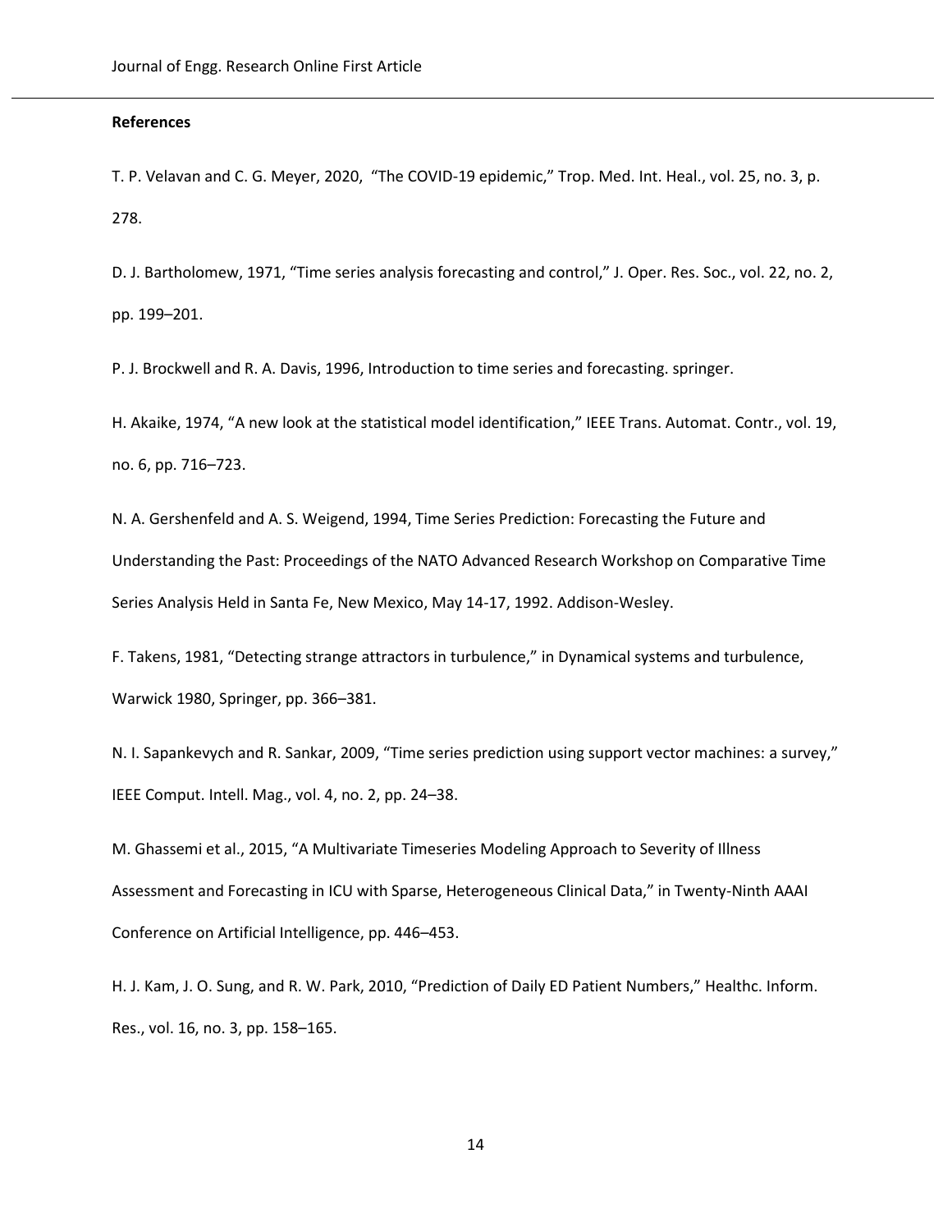**References**

T. P. Velavan and C. G. Meyer, 2020, "The COVID-19 epidemic," Trop. Med. Int. Heal., vol. 25, no. 3, p. 278.

D. J. Bartholomew, 1971, "Time series analysis forecasting and control," J. Oper. Res. Soc., vol. 22, no. 2, pp. 199–201.

P. J. Brockwell and R. A. Davis, 1996, Introduction to time series and forecasting. springer.

H. Akaike, 1974, "A new look at the statistical model identification," IEEE Trans. Automat. Contr., vol. 19, no. 6, pp. 716–723.

N. A. Gershenfeld and A. S. Weigend, 1994, Time Series Prediction: Forecasting the Future and Understanding the Past: Proceedings of the NATO Advanced Research Workshop on Comparative Time Series Analysis Held in Santa Fe, New Mexico, May 14-17, 1992. Addison-Wesley.

F. Takens, 1981, "Detecting strange attractors in turbulence," in Dynamical systems and turbulence, Warwick 1980, Springer, pp. 366–381.

N. I. Sapankevych and R. Sankar, 2009, "Time series prediction using support vector machines: a survey," IEEE Comput. Intell. Mag., vol. 4, no. 2, pp. 24–38.

M. Ghassemi et al., 2015, "A Multivariate Timeseries Modeling Approach to Severity of Illness Assessment and Forecasting in ICU with Sparse, Heterogeneous Clinical Data," in Twenty-Ninth AAAI Conference on Artificial Intelligence, pp. 446–453.

H. J. Kam, J. O. Sung, and R. W. Park, 2010, "Prediction of Daily ED Patient Numbers," Healthc. Inform. Res., vol. 16, no. 3, pp. 158–165.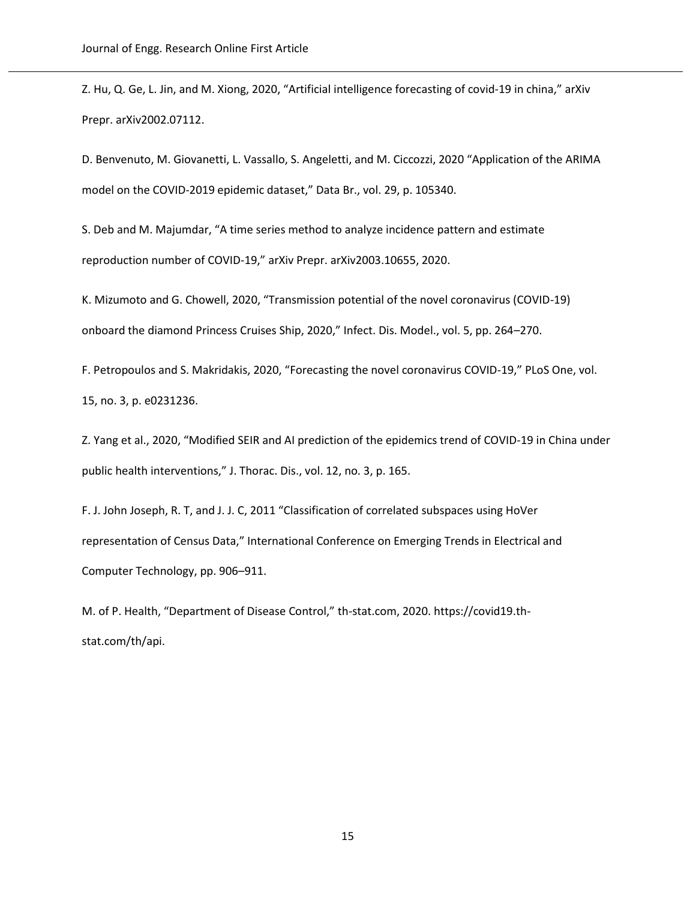Z. Hu, Q. Ge, L. Jin, and M. Xiong, 2020, "Artificial intelligence forecasting of covid-19 in china," arXiv Prepr. arXiv2002.07112.

D. Benvenuto, M. Giovanetti, L. Vassallo, S. Angeletti, and M. Ciccozzi, 2020 "Application of the ARIMA model on the COVID-2019 epidemic dataset," Data Br., vol. 29, p. 105340.

S. Deb and M. Majumdar, "A time series method to analyze incidence pattern and estimate reproduction number of COVID-19," arXiv Prepr. arXiv2003.10655, 2020.

K. Mizumoto and G. Chowell, 2020, "Transmission potential of the novel coronavirus (COVID-19) onboard the diamond Princess Cruises Ship, 2020," Infect. Dis. Model., vol. 5, pp. 264–270.

F. Petropoulos and S. Makridakis, 2020, "Forecasting the novel coronavirus COVID-19," PLoS One, vol. 15, no. 3, p. e0231236.

Z. Yang et al., 2020, "Modified SEIR and AI prediction of the epidemics trend of COVID-19 in China under public health interventions," J. Thorac. Dis., vol. 12, no. 3, p. 165.

F. J. John Joseph, R. T, and J. J. C, 2011 "Classification of correlated subspaces using HoVer representation of Census Data," International Conference on Emerging Trends in Electrical and Computer Technology, pp. 906–911.

M. of P. Health, "Department of Disease Control," th-stat.com, 2020. https://covid19.th-stat.com/th/api.